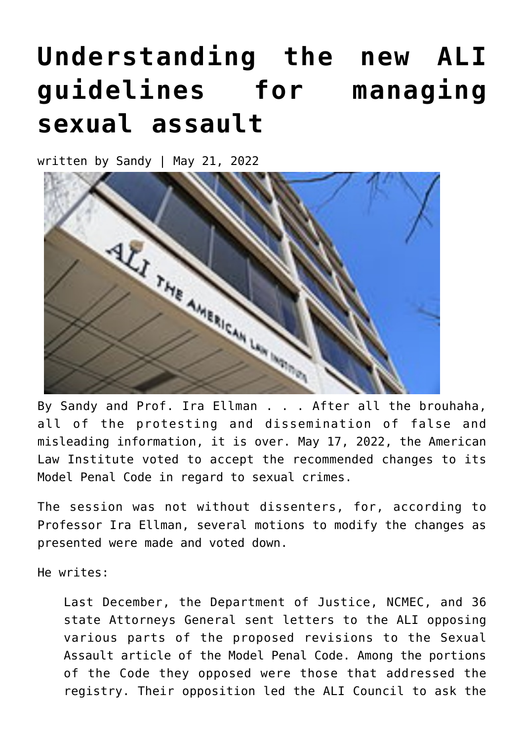# Understanding the new ALI guidelines for managing sexual assault

written by Sandy | May 21, 2022

By Sandy and Prof. Ira Ellman . . . After all the brouhaha, all of the protesting and dissemination of false and misleading information, it is over. May 17, 2022, the American Law Institute voted to accept the recommended changes to its Model Penal Code in regard to sexual crimes.

The session was not without dissenters, for, according to Professor Ira Ellman, several motions to modify the changes as presented were made and voted down.

He writes:

> Last December, the Department of Justice, NCMEC, and 36 state Attorneys General sent letters to the ALI opposing various parts of the proposed revisions to the Sexual Assault article of the Model Penal Code. Among the portions of the Code they opposed were those that addressed the registry. Their opposition led the ALI Council to ask the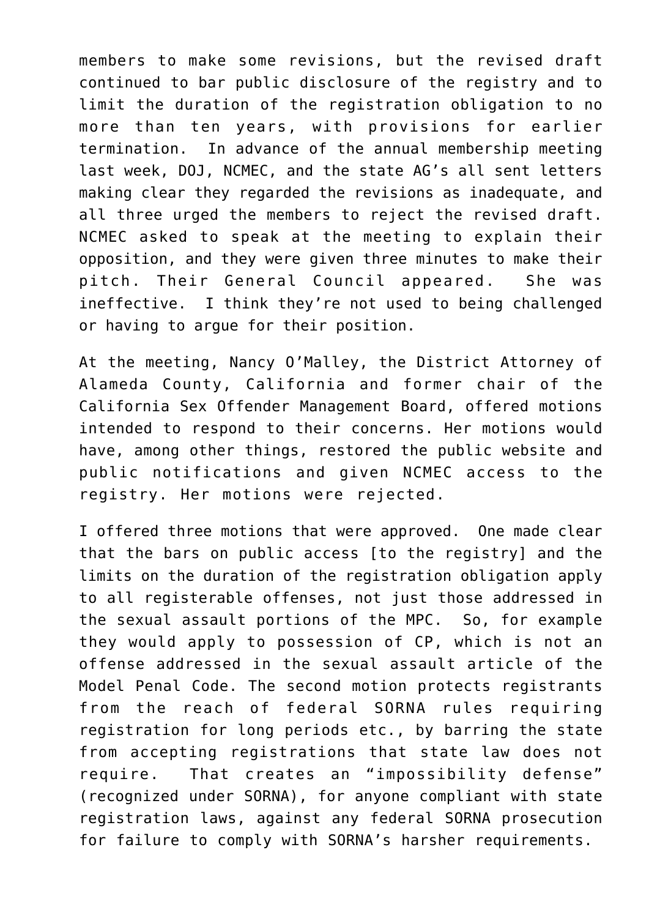members to make some revisions, but the revised draft continued to bar public disclosure of the registry and to limit the duration of the registration obligation to no more than ten years, with provisions for earlier termination. In advance of the annual membership meeting last week, DOJ, NCMEC, and the state AG's all sent letters making clear they regarded the revisions as inadequate, and all three urged the members to reject the revised draft. NCMEC asked to speak at the meeting to explain their opposition, and they were given three minutes to make their pitch. Their General Council appeared. She was ineffective. I think they're not used to being challenged or having to argue for their position.

At the meeting, Nancy O'Malley, the District Attorney of Alameda County, California and former chair of the California Sex Offender Management Board, offered motions intended to respond to their concerns. Her motions would have, among other things, restored the public website and public notifications and given NCMEC access to the registry. Her motions were rejected.

I offered three motions that were approved. One made clear that the bars on public access [to the registry] and the limits on the duration of the registration obligation apply to all registerable offenses, not just those addressed in the sexual assault portions of the MPC. So, for example they would apply to possession of CP, which is not an offense addressed in the sexual assault article of the Model Penal Code. The second motion protects registrants from the reach of federal SORNA rules requiring registration for long periods etc., by barring the state from accepting registrations that state law does not require. That creates an "impossibility defense" (recognized under SORNA), for anyone compliant with state registration laws, against any federal SORNA prosecution for failure to comply with SORNA's harsher requirements.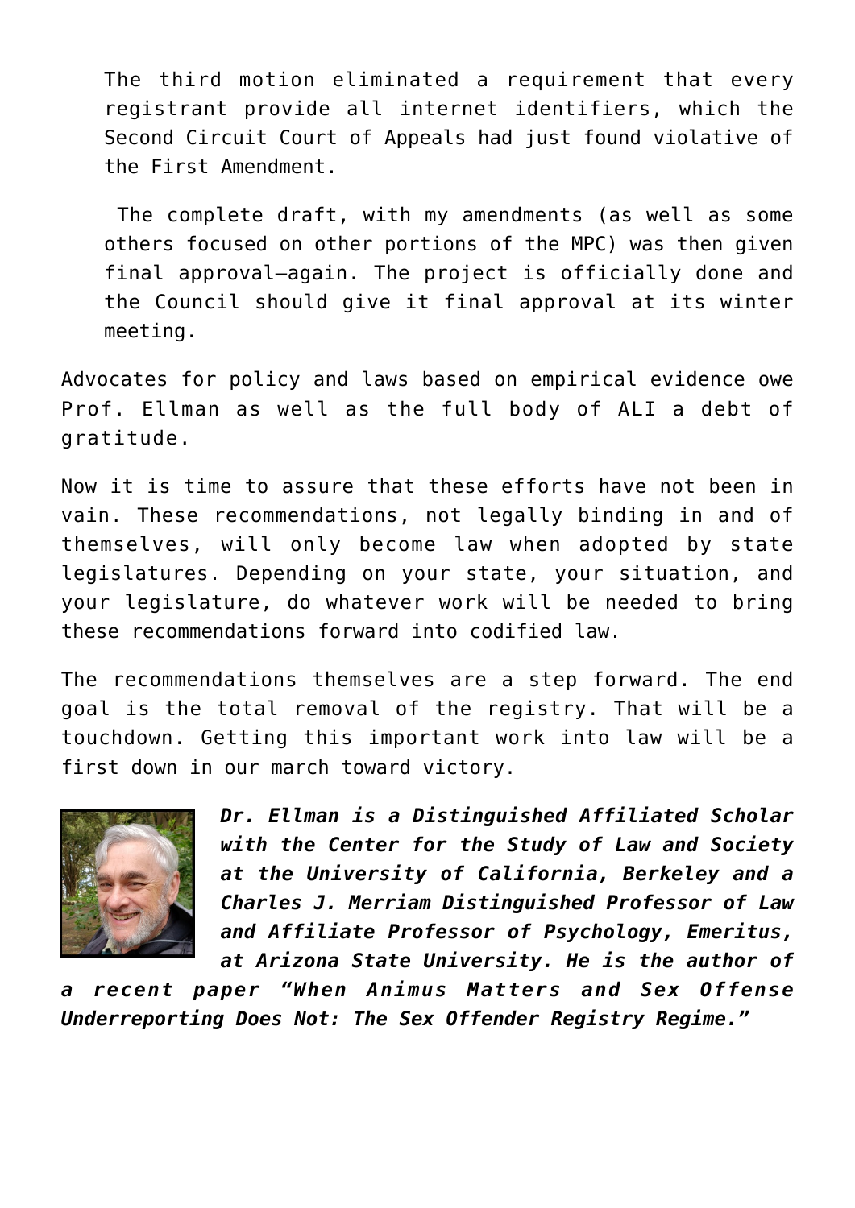> The third motion eliminated a requirement that every registrant provide all internet identifiers, which the Second Circuit Court of Appeals had just found violative of the First Amendment.
>
> The complete draft, with my amendments (as well as some others focused on other portions of the MPC) was then given final approval—again. The project is officially done and the Council should give it final approval at its winter meeting.

Advocates for policy and laws based on empirical evidence owe Prof. Ellman as well as the full body of ALI a debt of gratitude.

Now it is time to assure that these efforts have not been in vain. These recommendations, not legally binding in and of themselves, will only become law when adopted by state legislatures. Depending on your state, your situation, and your legislature, do whatever work will be needed to bring these recommendations forward into codified law.

The recommendations themselves are a step forward. The end goal is the total removal of the registry. That will be a touchdown. Getting this important work into law will be a first down in our march toward victory.

***Dr. Ellman is a Distinguished Affiliated Scholar with the Center for the Study of Law and Society at the University of California, Berkeley and a Charles J. Merriam Distinguished Professor of Law and Affiliate Professor of Psychology, Emeritus, at Arizona State University. He is the author of a recent paper "When Animus Matters and Sex Offense Underreporting Does Not: The Sex Offender Registry Regime."***